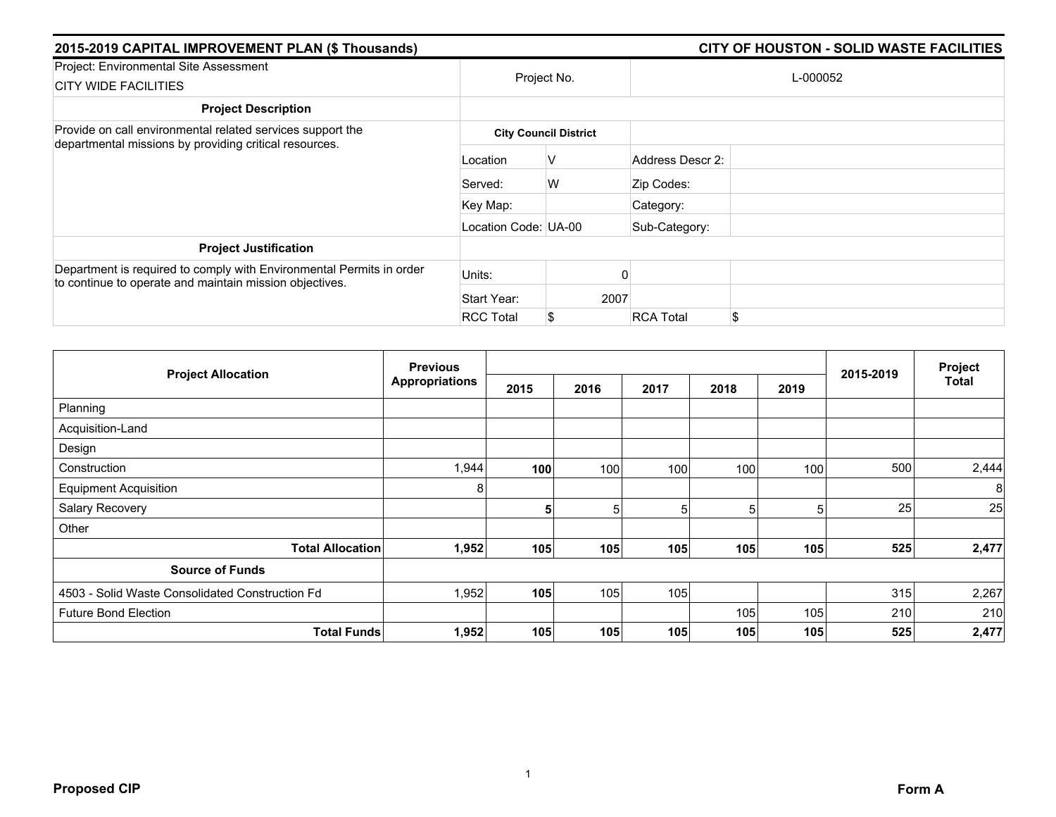## 2015-2019 CAPITAL IMPROVEMENT PLAN ($ Thousands) — CITY OF HOUSTON - SOLID WASTE FACILITIES

| Project: Environmental Site Assessment<br>CITY WIDE FACILITIES | Project No. | | L-000052 | |
|---|---|---|---|---|
| **Project Description** | | | | |
| Provide on call environmental related services support the departmental missions by providing critical resources. | **City Council District** | | | |
| | Location | V | Address Descr 2: | |
| | Served: | W | Zip Codes: | |
| | Key Map: | | Category: | |
| | Location Code: | UA-00 | Sub-Category: | |
| **Project Justification** | | | | |
| Department is required to comply with Environmental Permits in order to continue to operate and maintain mission objectives. | Units: | 0 | | |
| | Start Year: | 2007 | | |
| | RCC Total | $ | RCA Total | $ |

| Project Allocation | Previous Appropriations | 2015 | 2016 | 2017 | 2018 | 2019 | 2015-2019 | Project Total |
|---|---|---|---|---|---|---|---|---|
| Planning | | | | | | | | |
| Acquisition-Land | | | | | | | | |
| Design | | | | | | | | |
| Construction | 1,944 | **100** | 100 | 100 | 100 | 100 | 500 | 2,444 |
| Equipment Acquisition | 8 | | | | | | | 8 |
| Salary Recovery | | **5** | 5 | 5 | 5 | 5 | 25 | 25 |
| Other | | | | | | | | |
| **Total Allocation** | **1,952** | **105** | **105** | **105** | **105** | **105** | **525** | **2,477** |
| **Source of Funds** | | | | | | | | |
| 4503 - Solid Waste Consolidated Construction Fd | 1,952 | **105** | 105 | 105 | | | 315 | 2,267 |
| Future Bond Election | | | | | 105 | 105 | 210 | 210 |
| **Total Funds** | **1,952** | **105** | **105** | **105** | **105** | **105** | **525** | **2,477** |

**Proposed CIP** **Form A**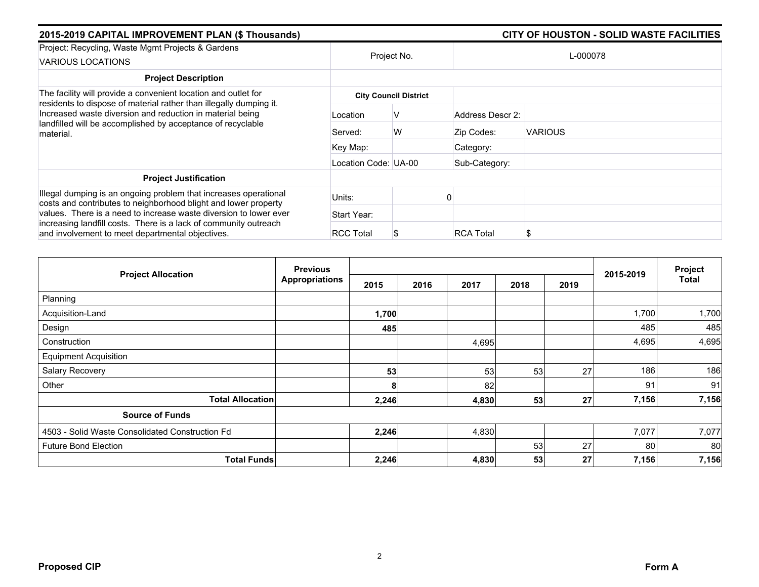## 2015-2019 CAPITAL IMPROVEMENT PLAN ($ Thousands)

## CITY OF HOUSTON - SOLID WASTE FACILITIES

| Project: Recycling, Waste Mgmt Projects & Gardens<br>VARIOUS LOCATIONS | Project No. | | L-000078 | |
|---|---|---|---|---|
| **Project Description** | | | | |
| The facility will provide a convenient location and outlet for residents to dispose of material rather than illegally dumping it. Increased waste diversion and reduction in material being landfilled will be accomplished by acceptance of recyclable material. | **City Council District** | | | |
| | Location | V | Address Descr 2: | |
| | Served: | W | Zip Codes: | VARIOUS |
| | Key Map: | | Category: | |
| | Location Code: | UA-00 | Sub-Category: | |
| **Project Justification** | | | | |
| Illegal dumping is an ongoing problem that increases operational costs and contributes to neighborhood blight and lower property values. There is a need to increase waste diversion to lower ever increasing landfill costs. There is a lack of community outreach and involvement to meet departmental objectives. | Units: | 0 | | |
| | Start Year: | | | |
| | RCC Total | $ | RCA Total | $ |

| Project Allocation | Previous Appropriations | 2015 | 2016 | 2017 | 2018 | 2019 | 2015-2019 | Project Total |
|---|---|---|---|---|---|---|---|---|
| Planning | | | | | | | | |
| Acquisition-Land | | **1,700** | | | | | 1,700 | 1,700 |
| Design | | **485** | | | | | 485 | 485 |
| Construction | | | | 4,695 | | | 4,695 | 4,695 |
| Equipment Acquisition | | | | | | | | |
| Salary Recovery | | **53** | | 53 | 53 | 27 | 186 | 186 |
| Other | | **8** | | 82 | | | 91 | 91 |
| **Total Allocation** | | **2,246** | | **4,830** | **53** | **27** | **7,156** | **7,156** |
| **Source of Funds** | | | | | | | | |
| 4503 - Solid Waste Consolidated Construction Fd | | **2,246** | | 4,830 | | | 7,077 | 7,077 |
| Future Bond Election | | | | | 53 | 27 | 80 | 80 |
| **Total Funds** | | **2,246** | | **4,830** | **53** | **27** | **7,156** | **7,156** |

**Proposed CIP** **Form A**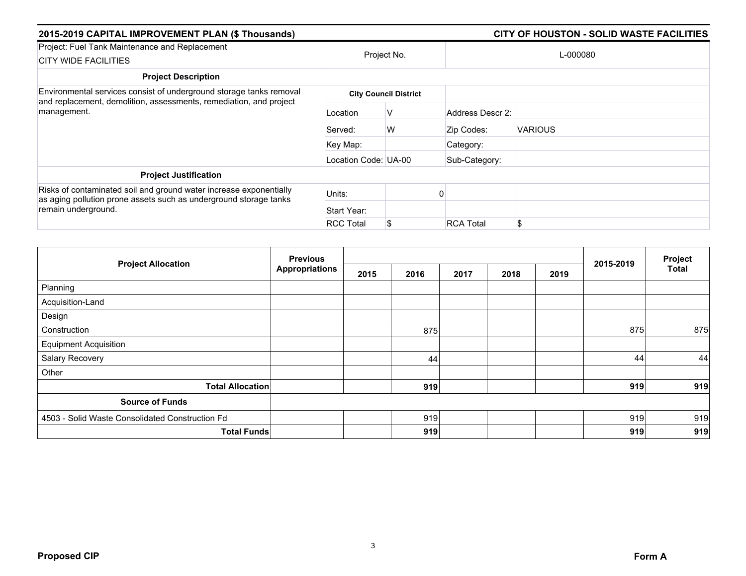## 2015-2019 CAPITAL IMPROVEMENT PLAN ($ Thousands)

## CITY OF HOUSTON - SOLID WASTE FACILITIES

| Project: Fuel Tank Maintenance and Replacement<br>CITY WIDE FACILITIES | Project No. | | L-000080 | |
|---|---|---|---|---|
| **Project Description** | | | | |
| Environmental services consist of underground storage tanks removal and replacement, demolition, assessments, remediation, and project management. | **City Council District** | | | |
| | Location | V | Address Descr 2: | |
| | Served: | W | Zip Codes: | VARIOUS |
| | Key Map: | | Category: | |
| | Location Code: | UA-00 | Sub-Category: | |
| **Project Justification** | | | | |
| Risks of contaminated soil and ground water increase exponentially as aging pollution prone assets such as underground storage tanks remain underground. | Units: | 0 | | |
| | Start Year: | | | |
| | RCC Total | $ | RCA Total | $ |

| Project Allocation | Previous Appropriations | 2015 | 2016 | 2017 | 2018 | 2019 | 2015-2019 | Project Total |
|---|---|---|---|---|---|---|---|---|
| Planning | | | | | | | | |
| Acquisition-Land | | | | | | | | |
| Design | | | | | | | | |
| Construction | | | 875 | | | | 875 | 875 |
| Equipment Acquisition | | | | | | | | |
| Salary Recovery | | | 44 | | | | 44 | 44 |
| Other | | | | | | | | |
| **Total Allocation** | | | **919** | | | | **919** | **919** |
| **Source of Funds** | | | | | | | | |
| 4503 - Solid Waste Consolidated Construction Fd | | | 919 | | | | 919 | 919 |
| **Total Funds** | | | **919** | | | | **919** | **919** |

**Proposed CIP** **Form A**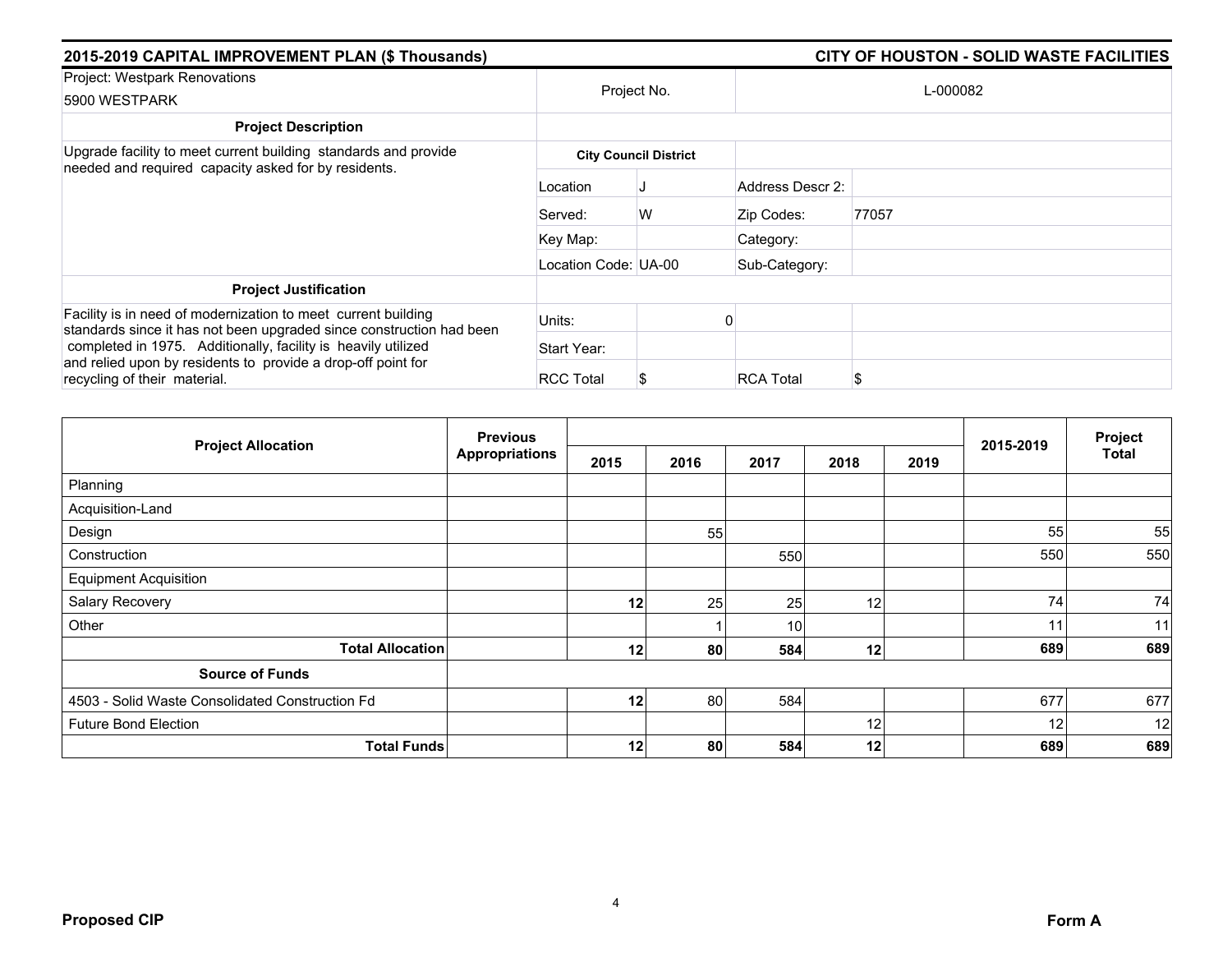## 2015-2019 CAPITAL IMPROVEMENT PLAN ($ Thousands) — CITY OF HOUSTON - SOLID WASTE FACILITIES

| Project: Westpark Renovations<br>5900 WESTPARK | Project No. | | L-000082 | |
|---|---|---|---|---|
| **Project Description** | | | | |
| Upgrade facility to meet current building standards and provide needed and required capacity asked for by residents. | **City Council District** | | | |
| | Location | J | Address Descr 2: | |
| | Served: | W | Zip Codes: | 77057 |
| | Key Map: | | Category: | |
| | Location Code: | UA-00 | Sub-Category: | |
| **Project Justification** | | | | |
| Facility is in need of modernization to meet current building standards since it has not been upgraded since construction had been completed in 1975. Additionally, facility is heavily utilized and relied upon by residents to provide a drop-off point for recycling of their material. | Units: | 0 | | |
| | Start Year: | | | |
| | RCC Total | $ | RCA Total | $ |

| Project Allocation | Previous Appropriations | 2015 | 2016 | 2017 | 2018 | 2019 | 2015-2019 | Project Total |
|---|---|---|---|---|---|---|---|---|
| Planning | | | | | | | | |
| Acquisition-Land | | | | | | | | |
| Design | | | 55 | | | | 55 | 55 |
| Construction | | | | 550 | | | 550 | 550 |
| Equipment Acquisition | | | | | | | | |
| Salary Recovery | | **12** | 25 | 25 | 12 | | 74 | 74 |
| Other | | | 1 | 10 | | | 11 | 11 |
| **Total Allocation** | | **12** | **80** | **584** | **12** | | **689** | **689** |
| **Source of Funds** | | | | | | | | |
| 4503 - Solid Waste Consolidated Construction Fd | | **12** | 80 | 584 | | | 677 | 677 |
| Future Bond Election | | | | | 12 | | 12 | 12 |
| **Total Funds** | | **12** | **80** | **584** | **12** | | **689** | **689** |

**Proposed CIP** — **Form A**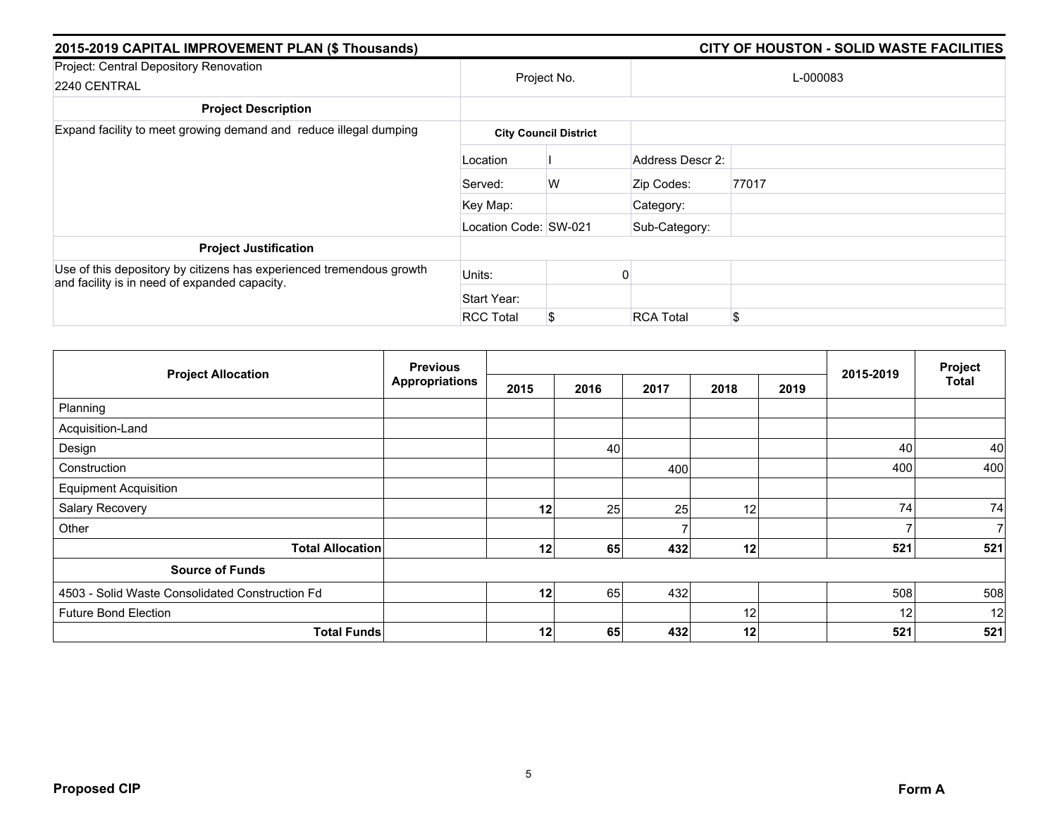## 2015-2019 CAPITAL IMPROVEMENT PLAN ($ Thousands) — CITY OF HOUSTON - SOLID WASTE FACILITIES

| Project: Central Depository Renovation 2240 CENTRAL | Project No. | | L-000083 | |
|---|---|---|---|---|
| **Project Description** | | | | |
| Expand facility to meet growing demand and reduce illegal dumping | **City Council District** | | | |
| | Location | I | Address Descr 2: | |
| | Served: | W | Zip Codes: | 77017 |
| | Key Map: | | Category: | |
| | Location Code: | SW-021 | Sub-Category: | |
| **Project Justification** | | | | |
| Use of this depository by citizens has experienced tremendous growth and facility is in need of expanded capacity. | Units: | 0 | | |
| | Start Year: | | | |
| | RCC Total | $ | RCA Total | $ |

| Project Allocation | Previous Appropriations | 2015 | 2016 | 2017 | 2018 | 2019 | 2015-2019 | Project Total |
|---|---|---|---|---|---|---|---|---|
| Planning | | | | | | | | |
| Acquisition-Land | | | | | | | | |
| Design | | | 40 | | | | 40 | 40 |
| Construction | | | | 400 | | | 400 | 400 |
| Equipment Acquisition | | | | | | | | |
| Salary Recovery | | **12** | 25 | 25 | 12 | | 74 | 74 |
| Other | | | | 7 | | | 7 | 7 |
| **Total Allocation** | | **12** | **65** | **432** | **12** | | **521** | **521** |
| **Source of Funds** | | | | | | | | |
| 4503 - Solid Waste Consolidated Construction Fd | | **12** | 65 | 432 | | | 508 | 508 |
| Future Bond Election | | | | | 12 | | 12 | 12 |
| **Total Funds** | | **12** | **65** | **432** | **12** | | **521** | **521** |

**Proposed CIP** **Form A**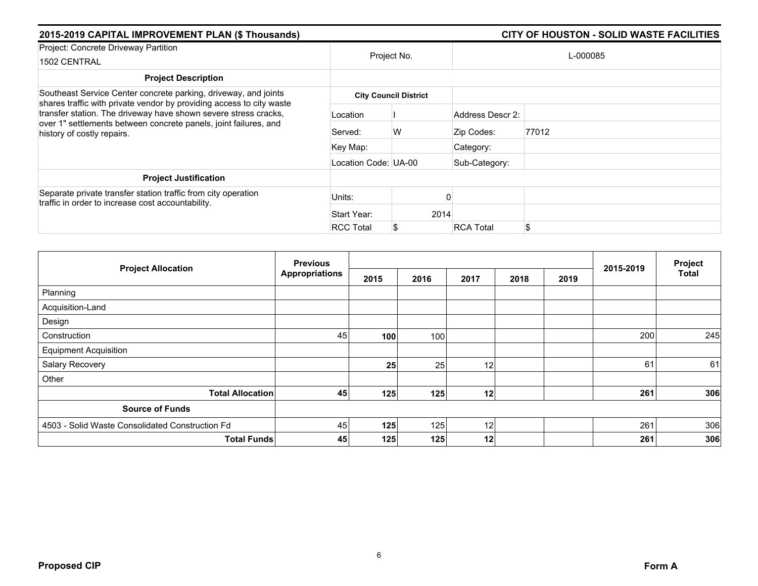## 2015-2019 CAPITAL IMPROVEMENT PLAN ($ Thousands) — CITY OF HOUSTON - SOLID WASTE FACILITIES

| Project: Concrete Driveway Partition 1502 CENTRAL | Project No. | | L-000085 | |
|---|---|---|---|---|
| **Project Description** | | | | |
| Southeast Service Center concrete parking, driveway, and joints shares traffic with private vendor by providing access to city waste transfer station. The driveway have shown severe stress cracks, over 1" settlements between concrete panels, joint failures, and history of costly repairs. | **City Council District** | | | |
| | Location | I | Address Descr 2: | |
| | Served: | W | Zip Codes: | 77012 |
| | Key Map: | | Category: | |
| | Location Code: | UA-00 | Sub-Category: | |
| **Project Justification** | | | | |
| Separate private transfer station traffic from city operation traffic in order to increase cost accountability. | Units: | 0 | | |
| | Start Year: | 2014 | | |
| | RCC Total | $ | RCA Total | $ |

| Project Allocation | Previous Appropriations | 2015 | 2016 | 2017 | 2018 | 2019 | 2015-2019 | Project Total |
|---|---|---|---|---|---|---|---|---|
| Planning | | | | | | | | |
| Acquisition-Land | | | | | | | | |
| Design | | | | | | | | |
| Construction | 45 | **100** | 100 | | | | 200 | 245 |
| Equipment Acquisition | | | | | | | | |
| Salary Recovery | | **25** | 25 | 12 | | | 61 | 61 |
| Other | | | | | | | | |
| **Total Allocation** | **45** | **125** | **125** | **12** | | | **261** | **306** |
| **Source of Funds** | | | | | | | | |
| 4503 - Solid Waste Consolidated Construction Fd | 45 | **125** | 125 | 12 | | | 261 | 306 |
| **Total Funds** | **45** | **125** | **125** | **12** | | | **261** | **306** |

**Proposed CIP** — **Form A**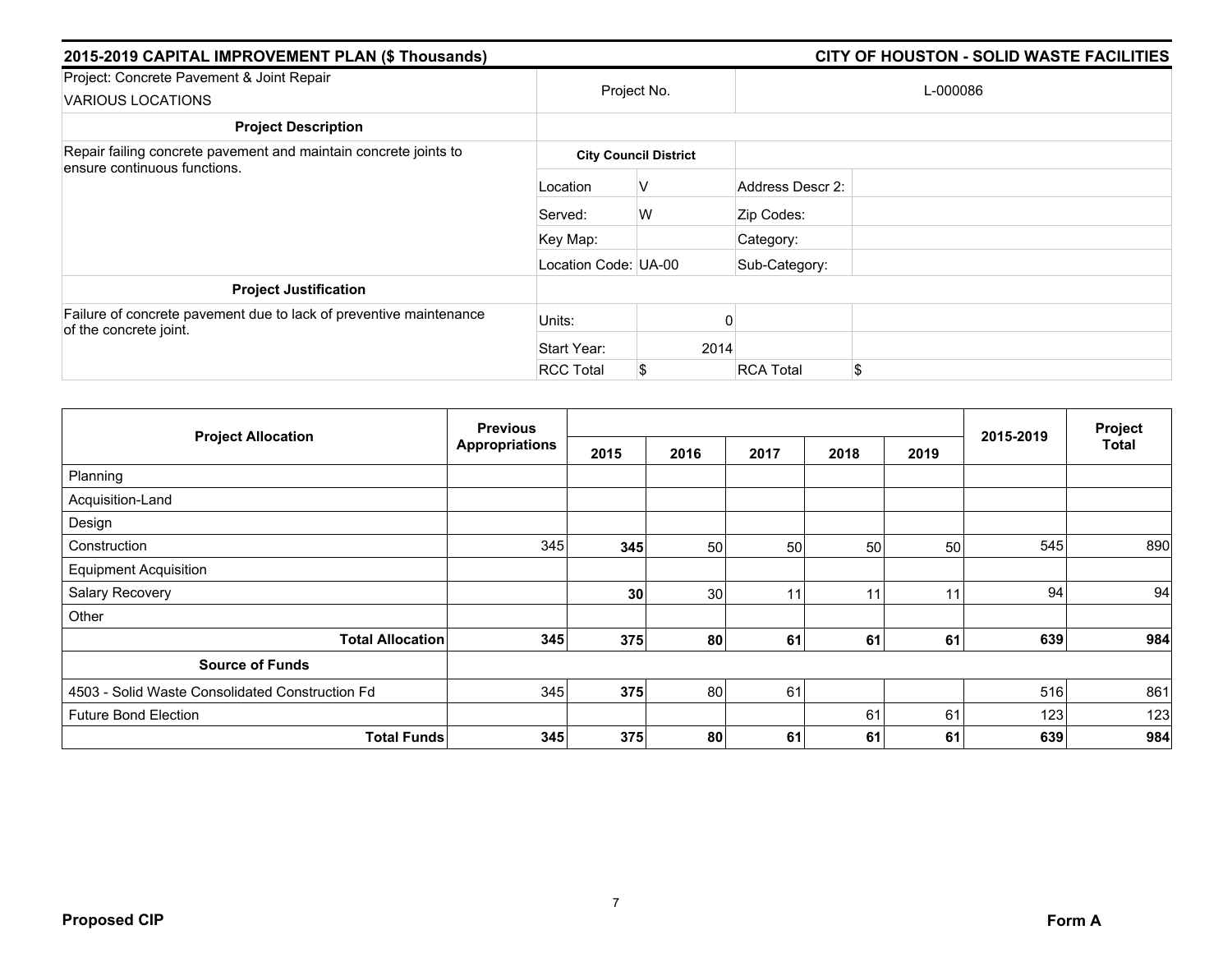## 2015-2019 CAPITAL IMPROVEMENT PLAN ($ Thousands) — CITY OF HOUSTON - SOLID WASTE FACILITIES

| Project: Concrete Pavement & Joint Repair<br>VARIOUS LOCATIONS | Project No. | | L-000086 | |
|---|---|---|---|---|
| **Project Description** | | | | |
| Repair failing concrete pavement and maintain concrete joints to ensure continuous functions. | **City Council District** | | | |
| | Location | V | Address Descr 2: | |
| | Served: | W | Zip Codes: | |
| | Key Map: | | Category: | |
| | Location Code: | UA-00 | Sub-Category: | |
| **Project Justification** | | | | |
| Failure of concrete pavement due to lack of preventive maintenance of the concrete joint. | Units: | 0 | | |
| | Start Year: | 2014 | | |
| | RCC Total | $ | RCA Total | $ |

| Project Allocation | Previous Appropriations | 2015 | 2016 | 2017 | 2018 | 2019 | 2015-2019 | Project Total |
|---|---|---|---|---|---|---|---|---|
| Planning | | | | | | | | |
| Acquisition-Land | | | | | | | | |
| Design | | | | | | | | |
| Construction | 345 | **345** | 50 | 50 | 50 | 50 | 545 | 890 |
| Equipment Acquisition | | | | | | | | |
| Salary Recovery | | **30** | 30 | 11 | 11 | 11 | 94 | 94 |
| Other | | | | | | | | |
| **Total Allocation** | **345** | **375** | **80** | **61** | **61** | **61** | **639** | **984** |
| **Source of Funds** | | | | | | | | |
| 4503 - Solid Waste Consolidated Construction Fd | 345 | **375** | 80 | 61 | | | 516 | 861 |
| Future Bond Election | | | | | 61 | 61 | 123 | 123 |
| **Total Funds** | **345** | **375** | **80** | **61** | **61** | **61** | **639** | **984** |

**Proposed CIP** — **Form A**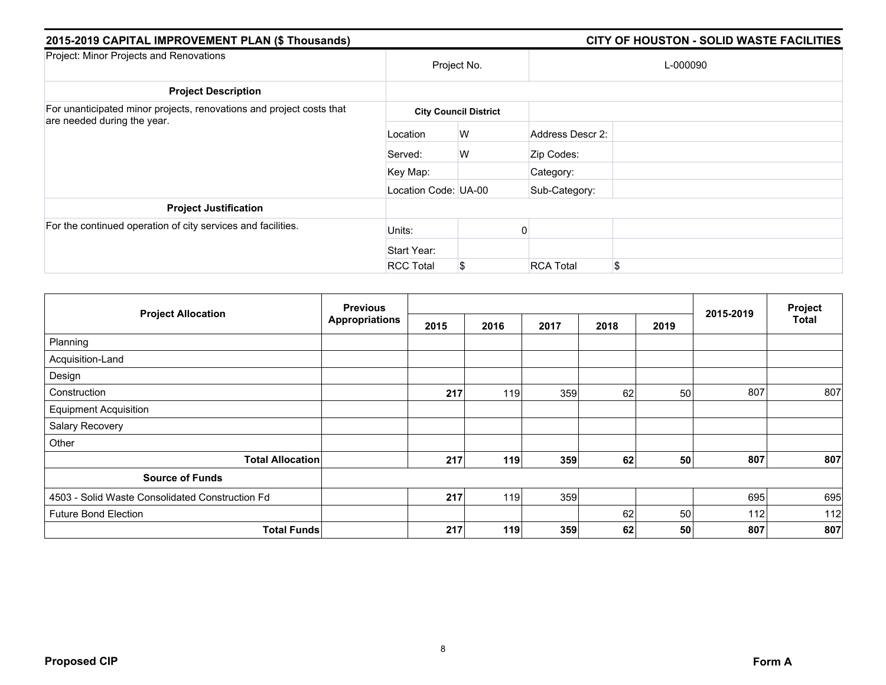**2015-2019 CAPITAL IMPROVEMENT PLAN ($ Thousands)** | **CITY OF HOUSTON - SOLID WASTE FACILITIES**

| Project: Minor Projects and Renovations | Project No. | | L-000090 | |
|---|---|---|---|---|
| **Project Description** | | | | |
| For unanticipated minor projects, renovations and project costs that are needed during the year. | **City Council District** | | | |
| | Location | W | Address Descr 2: | |
| | Served: | W | Zip Codes: | |
| | Key Map: | | Category: | |
| | Location Code: UA-00 | | Sub-Category: | |
| **Project Justification** | | | | |
| For the continued operation of city services and facilities. | Units: | 0 | | |
| | Start Year: | | | |
| | RCC Total | $ | RCA Total | $ |

| Project Allocation | Previous Appropriations | 2015 | 2016 | 2017 | 2018 | 2019 | 2015-2019 | Project Total |
|---|---|---|---|---|---|---|---|---|
| Planning | | | | | | | | |
| Acquisition-Land | | | | | | | | |
| Design | | | | | | | | |
| Construction | | **217** | 119 | 359 | 62 | 50 | 807 | 807 |
| Equipment Acquisition | | | | | | | | |
| Salary Recovery | | | | | | | | |
| Other | | | | | | | | |
| **Total Allocation** | | **217** | **119** | **359** | **62** | **50** | **807** | **807** |
| **Source of Funds** | | | | | | | | |
| 4503 - Solid Waste Consolidated Construction Fd | | **217** | 119 | 359 | | | 695 | 695 |
| Future Bond Election | | | | | 62 | 50 | 112 | 112 |
| **Total Funds** | | **217** | **119** | **359** | **62** | **50** | **807** | **807** |

**Proposed CIP** | **Form A**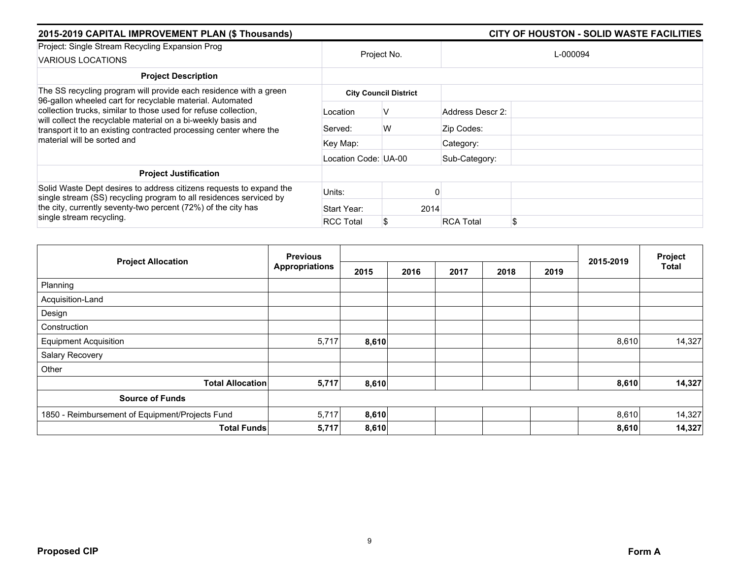**2015-2019 CAPITAL IMPROVEMENT PLAN ($ Thousands)** — **CITY OF HOUSTON - SOLID WASTE FACILITIES**

| Project: Single Stream Recycling Expansion Prog<br>VARIOUS LOCATIONS | Project No. | | L-000094 | |
|---|---|---|---|---|
| **Project Description** | | | | |
| The SS recycling program will provide each residence with a green 96-gallon wheeled cart for recyclable material. Automated collection trucks, similar to those used for refuse collection, will collect the recyclable material on a bi-weekly basis and transport it to an existing contracted processing center where the material will be sorted and | **City Council District** | | | |
| | Location | V | Address Descr 2: | |
| | Served: | W | Zip Codes: | |
| | Key Map: | | Category: | |
| | Location Code: | UA-00 | Sub-Category: | |
| **Project Justification** | | | | |
| Solid Waste Dept desires to address citizens requests to expand the single stream (SS) recycling program to all residences serviced by the city, currently seventy-two percent (72%) of the city has single stream recycling. | Units: | 0 | | |
| | Start Year: | 2014 | | |
| | RCC Total | $ | RCA Total | $ |

| Project Allocation | Previous Appropriations | 2015 | 2016 | 2017 | 2018 | 2019 | 2015-2019 | Project Total |
|---|---|---|---|---|---|---|---|---|
| Planning | | | | | | | | |
| Acquisition-Land | | | | | | | | |
| Design | | | | | | | | |
| Construction | | | | | | | | |
| Equipment Acquisition | 5,717 | **8,610** | | | | | 8,610 | 14,327 |
| Salary Recovery | | | | | | | | |
| Other | | | | | | | | |
| **Total Allocation** | **5,717** | **8,610** | | | | | **8,610** | **14,327** |
| **Source of Funds** | | | | | | | | |
| 1850 - Reimbursement of Equipment/Projects Fund | 5,717 | **8,610** | | | | | 8,610 | 14,327 |
| **Total Funds** | **5,717** | **8,610** | | | | | **8,610** | **14,327** |

**Proposed CIP** — **Form A**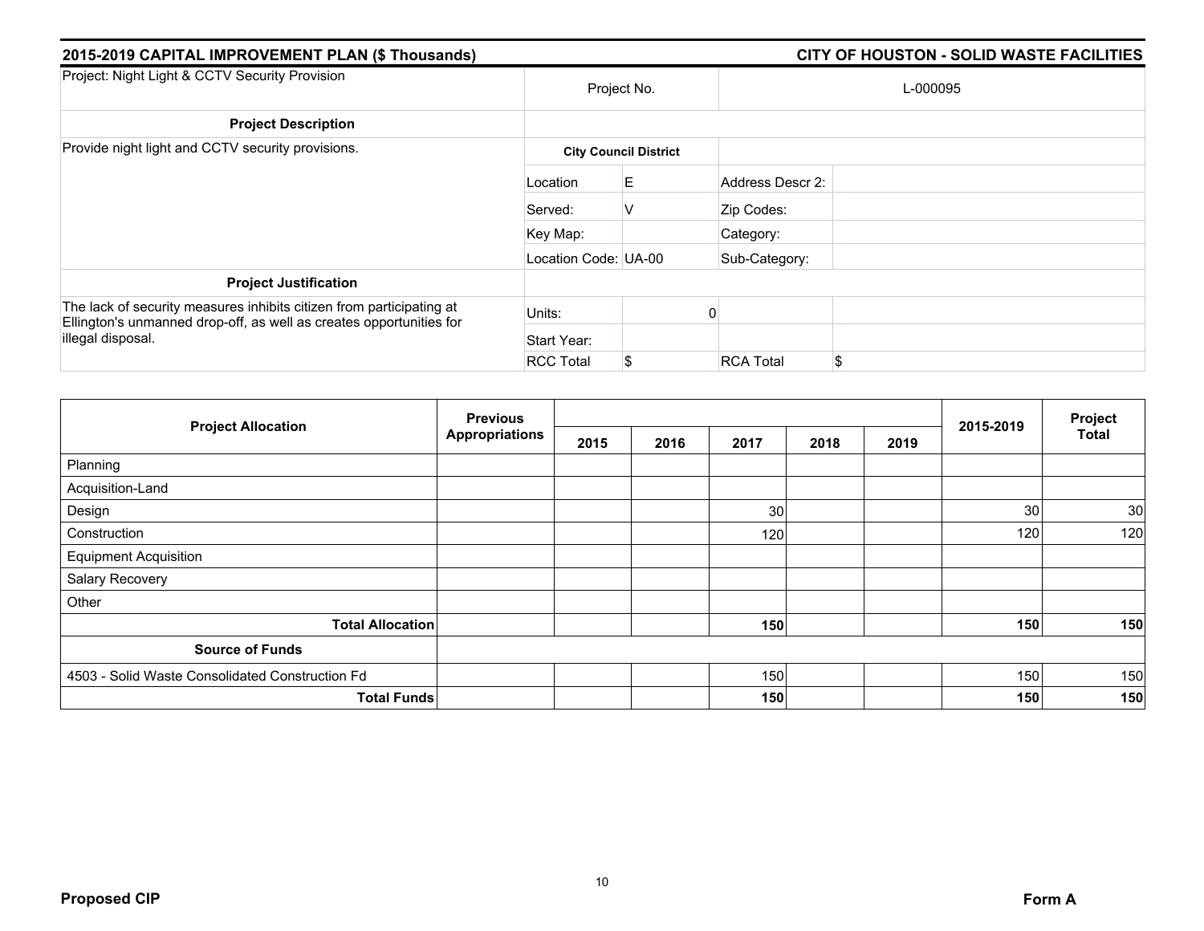## 2015-2019 CAPITAL IMPROVEMENT PLAN ($ Thousands) — CITY OF HOUSTON - SOLID WASTE FACILITIES

| Project: Night Light & CCTV Security Provision | Project No. | | L-000095 | |
|---|---|---|---|---|
| **Project Description** | | | | |
| Provide night light and CCTV security provisions. | **City Council District** | | | |
| | Location | E | Address Descr 2: | |
| | Served: | V | Zip Codes: | |
| | Key Map: | | Category: | |
| | Location Code: UA-00 | | Sub-Category: | |
| **Project Justification** | | | | |
| The lack of security measures inhibits citizen from participating at Ellington's unmanned drop-off, as well as creates opportunities for illegal disposal. | Units: | 0 | | |
| | Start Year: | | | |
| | RCC Total | $ | RCA Total | $ |

| Project Allocation | Previous Appropriations | 2015 | 2016 | 2017 | 2018 | 2019 | 2015-2019 | Project Total |
|---|---|---|---|---|---|---|---|---|
| Planning | | | | | | | | |
| Acquisition-Land | | | | | | | | |
| Design | | | | 30 | | | 30 | 30 |
| Construction | | | | 120 | | | 120 | 120 |
| Equipment Acquisition | | | | | | | | |
| Salary Recovery | | | | | | | | |
| Other | | | | | | | | |
| **Total Allocation** | | | | **150** | | | **150** | **150** |
| **Source of Funds** | | | | | | | | |
| 4503 - Solid Waste Consolidated Construction Fd | | | | 150 | | | 150 | 150 |
| **Total Funds** | | | | **150** | | | **150** | **150** |

**Proposed CIP** — **Form A**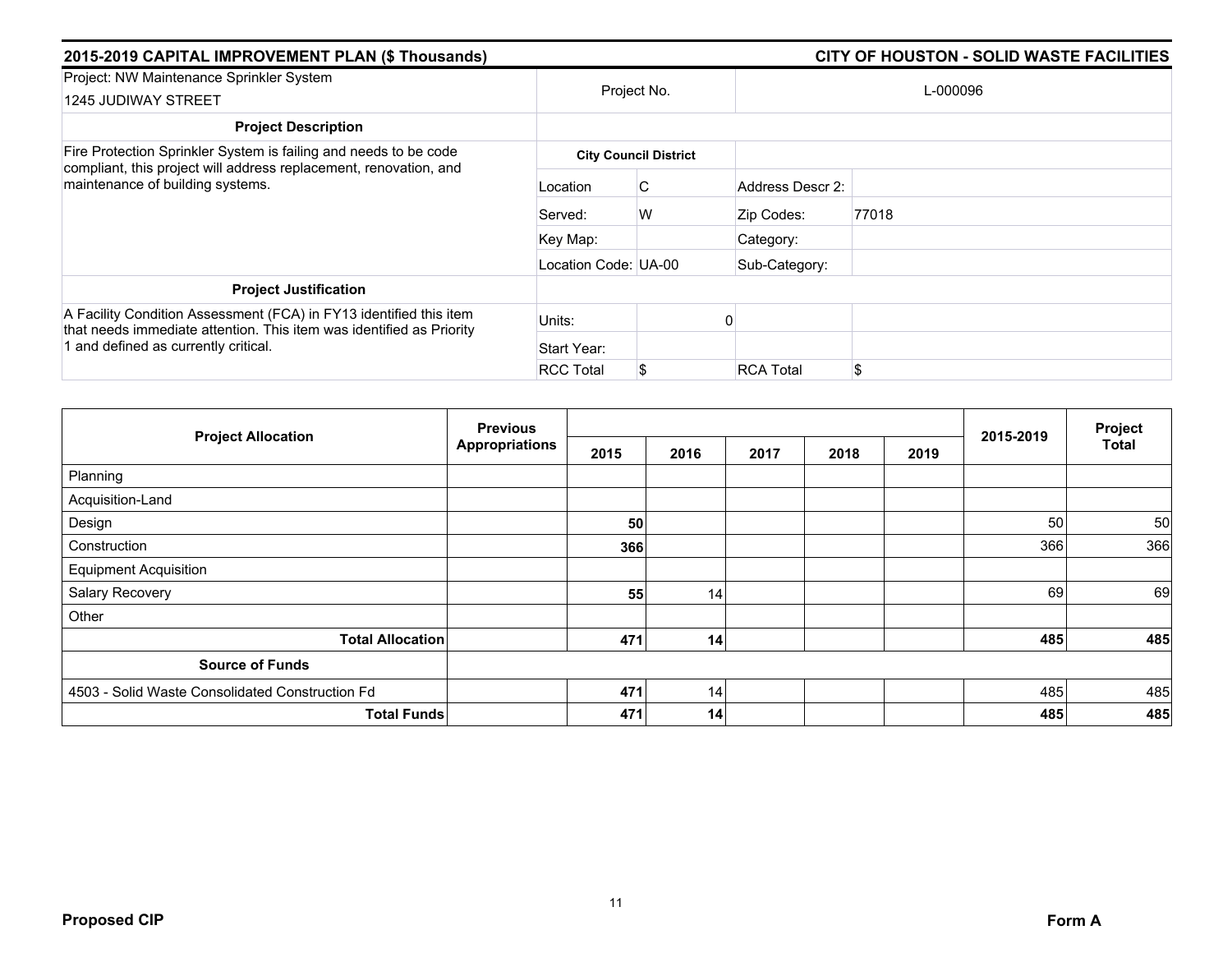## 2015-2019 CAPITAL IMPROVEMENT PLAN ($ Thousands) — CITY OF HOUSTON - SOLID WASTE FACILITIES

| Project: NW Maintenance Sprinkler System<br>1245 JUDIWAY STREET | Project No. | | L-000096 | |
|---|---|---|---|---|
| **Project Description** | | | | |
| Fire Protection Sprinkler System is failing and needs to be code compliant, this project will address replacement, renovation, and maintenance of building systems. | **City Council District** | | | |
| | Location | C | Address Descr 2: | |
| | Served: | W | Zip Codes: | 77018 |
| | Key Map: | | Category: | |
| | Location Code: | UA-00 | Sub-Category: | |
| **Project Justification** | | | | |
| A Facility Condition Assessment (FCA) in FY13 identified this item that needs immediate attention. This item was identified as Priority 1 and defined as currently critical. | Units: | 0 | | |
| | Start Year: | | | |
| | RCC Total | $ | RCA Total | $ |

| Project Allocation | Previous Appropriations | 2015 | 2016 | 2017 | 2018 | 2019 | 2015-2019 | Project Total |
|---|---|---|---|---|---|---|---|---|
| Planning | | | | | | | | |
| Acquisition-Land | | | | | | | | |
| Design | | **50** | | | | | 50 | 50 |
| Construction | | **366** | | | | | 366 | 366 |
| Equipment Acquisition | | | | | | | | |
| Salary Recovery | | **55** | 14 | | | | 69 | 69 |
| Other | | | | | | | | |
| **Total Allocation** | | **471** | **14** | | | | **485** | **485** |
| **Source of Funds** | | | | | | | | |
| 4503 - Solid Waste Consolidated Construction Fd | | **471** | 14 | | | | 485 | 485 |
| **Total Funds** | | **471** | **14** | | | | **485** | **485** |

**Proposed CIP** — **Form A**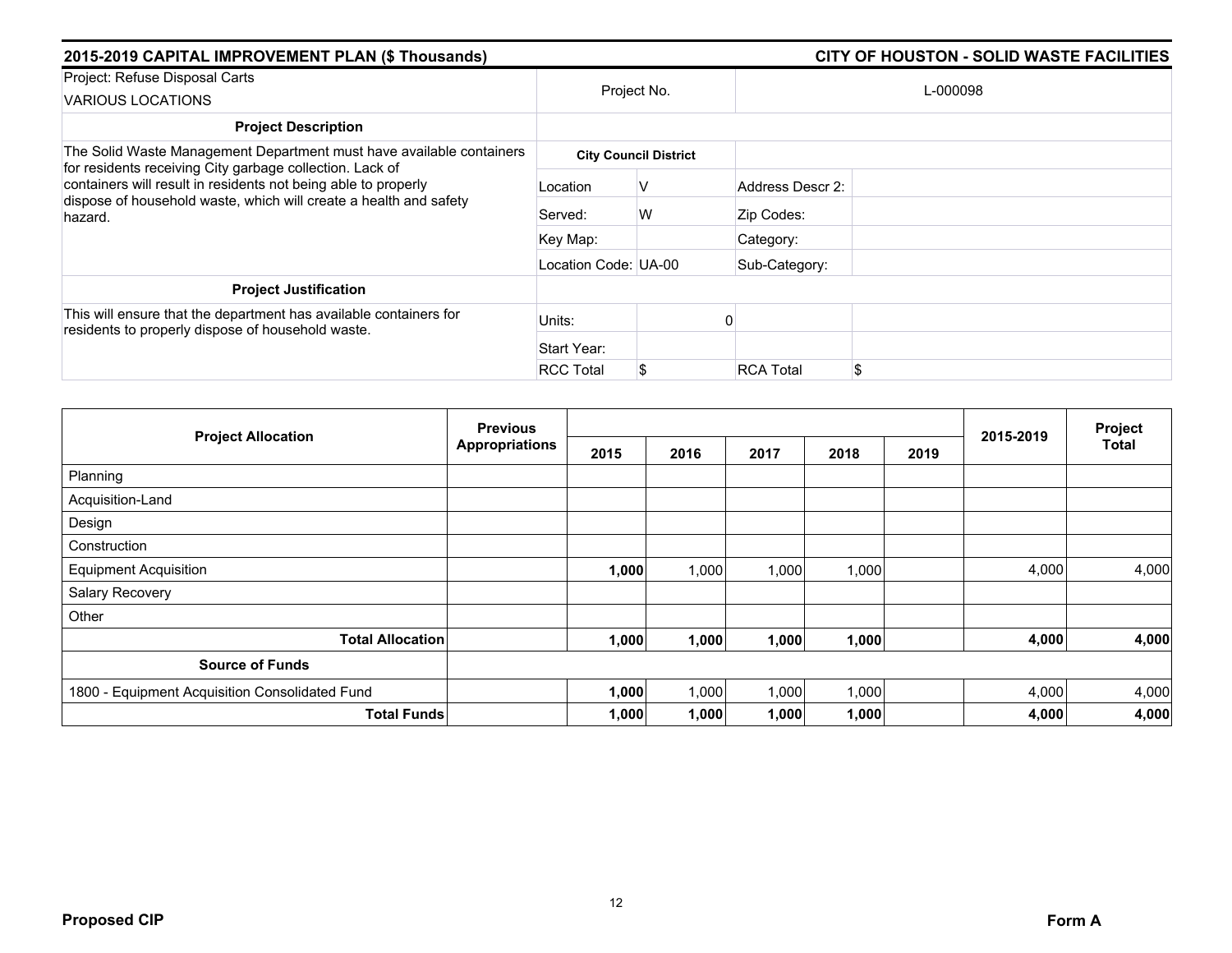## 2015-2019 CAPITAL IMPROVEMENT PLAN ($ Thousands)

## CITY OF HOUSTON - SOLID WASTE FACILITIES

| | | | | |
|---|---|---|---|---|
| Project: Refuse Disposal Carts<br>VARIOUS LOCATIONS | Project No. | | L-000098 | |
| **Project Description** | | | | |
| The Solid Waste Management Department must have available containers for residents receiving City garbage collection. Lack of containers will result in residents not being able to properly dispose of household waste, which will create a health and safety hazard. | **City Council District** | | | |
| | Location | V | Address Descr 2: | |
| | Served: | W | Zip Codes: | |
| | Key Map: | | Category: | |
| | Location Code: | UA-00 | Sub-Category: | |
| **Project Justification** | | | | |
| This will ensure that the department has available containers for residents to properly dispose of household waste. | Units: | 0 | | |
| | Start Year: | | | |
| | RCC Total | $ | RCA Total | $ |

| Project Allocation | Previous Appropriations | 2015 | 2016 | 2017 | 2018 | 2019 | 2015-2019 | Project Total |
|---|---|---|---|---|---|---|---|---|
| Planning | | | | | | | | |
| Acquisition-Land | | | | | | | | |
| Design | | | | | | | | |
| Construction | | | | | | | | |
| Equipment Acquisition | | **1,000** | 1,000 | 1,000 | 1,000 | | 4,000 | 4,000 |
| Salary Recovery | | | | | | | | |
| Other | | | | | | | | |
| **Total Allocation** | | **1,000** | **1,000** | **1,000** | **1,000** | | **4,000** | **4,000** |
| **Source of Funds** | | | | | | | | |
| 1800 - Equipment Acquisition Consolidated Fund | | **1,000** | 1,000 | 1,000 | 1,000 | | 4,000 | 4,000 |
| **Total Funds** | | **1,000** | **1,000** | **1,000** | **1,000** | | **4,000** | **4,000** |

**Proposed CIP**

**Form A**